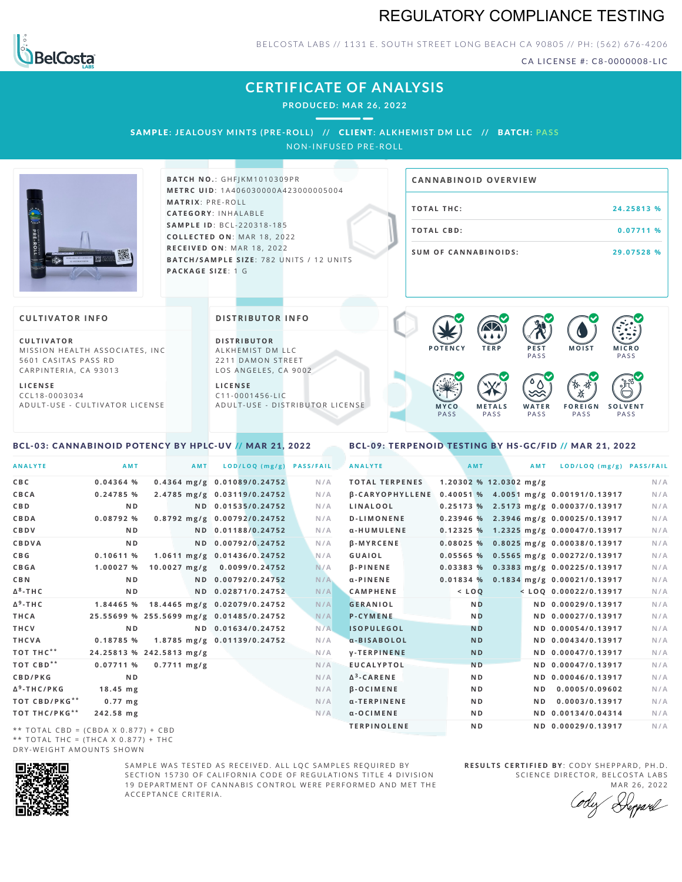# REGULATORY COMPLIANCE TESTING

BELCOSTA LABS // 1131 E. SOUTH STREET LONG BEACH CA 90805 // PH: (562) 676-4206

CA LICENSE #: C8-0000008-LIC

## CERTIFICATE OF ANALYSIS

**PRODUCED: MAR 26, 2022**

**SAMPLE: JEALOUSY MINTS (PRE-ROLL) // CLIENT: ALKHEMIST DM LLC // BATCH: PASS**

NON-INFUSED PRE-ROLL

**BATCH NO.**: GHFJKM1010309PR
**METRC UID**: 1A4060300004A23000005004
**MATRIX**: PRE-ROLL
**CATEGORY**: INHALABLE
**SAMPLE ID**: BCL-220318-185
**COLLECTED ON**: MAR 18, 2022
**RECEIVED ON**: MAR 18, 2022
**BATCH/SAMPLE SIZE**: 782 UNITS / 12 UNITS
**PACKAGE SIZE**: 1 G

### CANNABINOID OVERVIEW

| | |
|---|---|
| TOTAL THC: | 24.25813 % |
| TOTAL CBD: | 0.07711 % |
| SUM OF CANNABINOIDS: | 29.07528 % |

### CULTIVATOR INFO

**CULTIVATOR**
MISSION HEALTH ASSOCIATES, INC
5601 CASITAS PASS RD
CARPINTERIA, CA 93013

**LICENSE**
CCL18-0003034
ADULT-USE - CULTIVATOR LICENSE

### DISTRIBUTOR INFO

**DISTRIBUTOR**
ALKHEMIST DM LLC
2211 DAMON STREET
LOS ANGELES, CA 9002

**LICENSE**
C11-0001456-LIC
ADULT-USE - DISTRIBUTOR LICENSE

POTENCY | TERP | PEST PASS | MOIST | MICRO PASS | MYCO PASS | METALS PASS | WATER PASS | FOREIGN PASS | SOLVENT PASS

### BCL-03: CANNABINOID POTENCY BY HPLC-UV // MAR 21, 2022

| ANALYTE | AMT | AMT | LOD/LOQ (mg/g) | PASS/FAIL |
|---|---|---|---|---|
| CBC | 0.04364 % | 0.4364 mg/g | 0.01089/0.24752 | N/A |
| CBCA | 0.24785 % | 2.4785 mg/g | 0.03119/0.24752 | N/A |
| CBD | ND | ND | 0.01535/0.24752 | N/A |
| CBDA | 0.08792 % | 0.8792 mg/g | 0.00792/0.24752 | N/A |
| CBDV | ND | ND | 0.01188/0.24752 | N/A |
| CBDVA | ND | ND | 0.00792/0.24752 | N/A |
| CBG | 0.10611 % | 1.0611 mg/g | 0.01436/0.24752 | N/A |
| CBGA | 1.00027 % | 10.0027 mg/g | 0.0099/0.24752 | N/A |
| CBN | ND | ND | 0.00792/0.24752 | N/A |
| Δ8-THC | ND | ND | 0.02871/0.24752 | N/A |
| Δ9-THC | 1.84465 % | 18.4465 mg/g | 0.02079/0.24752 | N/A |
| THCA | 25.55699 % | 255.5699 mg/g | 0.01485/0.24752 | N/A |
| THCV | ND | ND | 0.01634/0.24752 | N/A |
| THCVA | 0.18785 % | 1.8785 mg/g | 0.01139/0.24752 | N/A |
| TOT THC** | 24.25813 % | 242.5813 mg/g | | N/A |
| TOT CBD** | 0.07711 % | 0.7711 mg/g | | N/A |
| CBD/PKG | ND | | | N/A |
| Δ9-THC/PKG | 18.45 mg | | | N/A |
| TOT CBD/PKG** | 0.77 mg | | | N/A |
| TOT THC/PKG** | 242.58 mg | | | N/A |

** TOTAL CBD = (CBDA X 0.877) + CBD
** TOTAL THC = (THCA X 0.877) + THC
DRY-WEIGHT AMOUNTS SHOWN

### BCL-09: TERPENOID TESTING BY HS-GC/FID // MAR 21, 2022

| ANALYTE | AMT | AMT | LOD/LOQ (mg/g) | PASS/FAIL |
|---|---|---|---|---|
| TOTAL TERPENES | 1.20302 % | 12.0302 mg/g | | N/A |
| β-CARYOPHYLLENE | 0.40051 % | 4.0051 mg/g | 0.00191/0.13917 | N/A |
| LINALOOL | 0.25173 % | 2.5173 mg/g | 0.00037/0.13917 | N/A |
| D-LIMONENE | 0.23946 % | 2.3946 mg/g | 0.00025/0.13917 | N/A |
| α-HUMULENE | 0.12325 % | 1.2325 mg/g | 0.00047/0.13917 | N/A |
| β-MYRCENE | 0.08025 % | 0.8025 mg/g | 0.00038/0.13917 | N/A |
| GUAIOL | 0.05565 % | 0.5565 mg/g | 0.00272/0.13917 | N/A |
| β-PINENE | 0.03383 % | 0.3383 mg/g | 0.00225/0.13917 | N/A |
| α-PINENE | 0.01834 % | 0.1834 mg/g | 0.00021/0.13917 | N/A |
| CAMPHENE | < LOQ | < LOQ | 0.00022/0.13917 | N/A |
| GERANIOL | ND | ND | 0.00029/0.13917 | N/A |
| P-CYMENE | ND | ND | 0.00027/0.13917 | N/A |
| ISOPULEGOL | ND | ND | 0.00054/0.13917 | N/A |
| α-BISABOLOL | ND | ND | 0.00434/0.13917 | N/A |
| γ-TERPINENE | ND | ND | 0.00047/0.13917 | N/A |
| EUCALYPTOL | ND | ND | 0.00047/0.13917 | N/A |
| Δ3-CARENE | ND | ND | 0.00046/0.13917 | N/A |
| β-OCIMENE | ND | ND | 0.0005/0.09602 | N/A |
| α-TERPINENE | ND | ND | 0.0003/0.13917 | N/A |
| α-OCIMENE | ND | ND | 0.00134/0.04314 | N/A |
| TERPINOLENE | ND | ND | 0.00029/0.13917 | N/A |

SAMPLE WAS TESTED AS RECEIVED. ALL LQC SAMPLES REQUIRED BY SECTION 15730 OF CALIFORNIA CODE OF REGULATIONS TITLE 4 DIVISION 19 DEPARTMENT OF CANNABIS CONTROL WERE PERFORMED AND MET THE ACCEPTANCE CRITERIA.

**RESULTS CERTIFIED BY**: CODY SHEPPARD, PH.D.
SCIENCE DIRECTOR, BELCOSTA LABS
MAR 26, 2022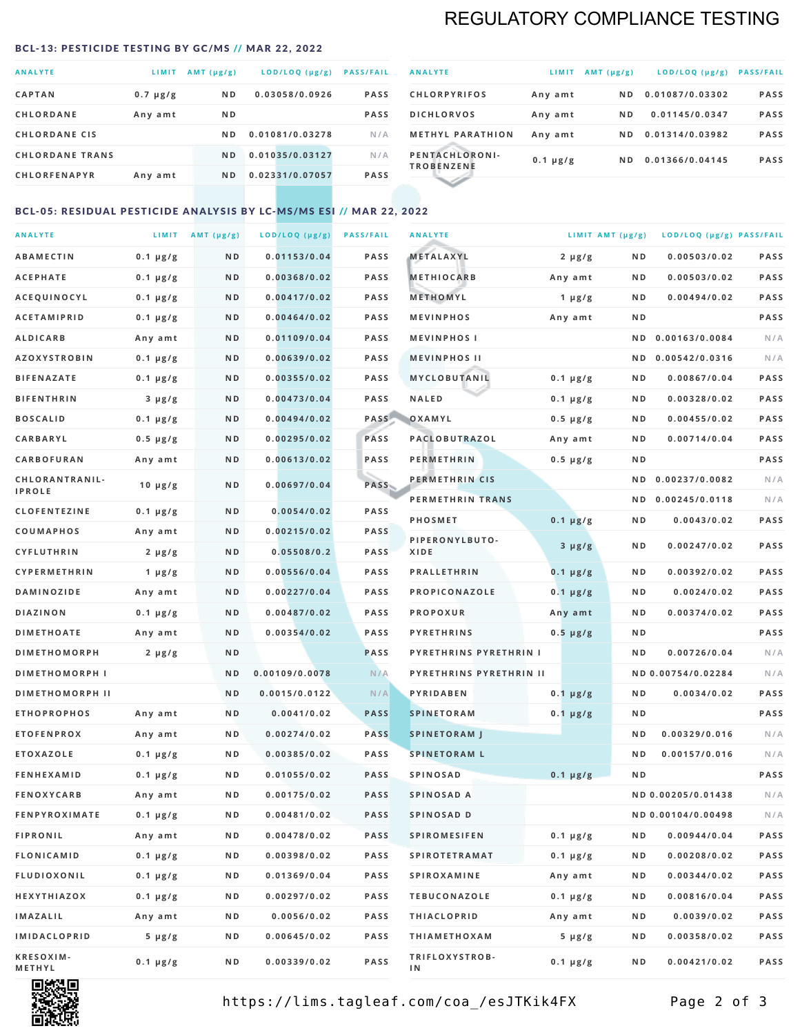# REGULATORY COMPLIANCE TESTING

## BCL-13: PESTICIDE TESTING BY GC/MS // MAR 22, 2022

| ANALYTE | LIMIT | AMT (μg/g) | LOD/LOQ (μg/g) | PASS/FAIL |
|---|---|---|---|---|
| CAPTAN | 0.7 μg/g | ND | 0.03058/0.0926 | PASS |
| CHLORDANE | Any amt | ND | | PASS |
| CHLORDANE CIS | | ND | 0.01081/0.03278 | N/A |
| CHLORDANE TRANS | | ND | 0.01035/0.03127 | N/A |
| CHLORFENAPYR | Any amt | ND | 0.02331/0.07057 | PASS |
| CHLORPYRIFOS | Any amt | ND | 0.01087/0.03302 | PASS |
| DICHLORVOS | Any amt | ND | 0.01145/0.0347 | PASS |
| METHYL PARATHION | Any amt | ND | 0.01314/0.03982 | PASS |
| PENTACHLORONITROBENZENE | 0.1 μg/g | ND | 0.01366/0.04145 | PASS |

## BCL-05: RESIDUAL PESTICIDE ANALYSIS BY LC-MS/MS ESI // MAR 22, 2022

| ANALYTE | LIMIT | AMT (μg/g) | LOD/LOQ (μg/g) | PASS/FAIL |
|---|---|---|---|---|
| ABAMECTIN | 0.1 μg/g | ND | 0.01153/0.04 | PASS |
| ACEPHATE | 0.1 μg/g | ND | 0.00368/0.02 | PASS |
| ACEQUINOCYL | 0.1 μg/g | ND | 0.00417/0.02 | PASS |
| ACETAMIPRID | 0.1 μg/g | ND | 0.00464/0.02 | PASS |
| ALDICARB | Any amt | ND | 0.01109/0.04 | PASS |
| AZOXYSTROBIN | 0.1 μg/g | ND | 0.00639/0.02 | PASS |
| BIFENAZATE | 0.1 μg/g | ND | 0.00355/0.02 | PASS |
| BIFENTHRIN | 3 μg/g | ND | 0.00473/0.04 | PASS |
| BOSCALID | 0.1 μg/g | ND | 0.00494/0.02 | PASS |
| CARBARYL | 0.5 μg/g | ND | 0.00295/0.02 | PASS |
| CARBOFURAN | Any amt | ND | 0.00613/0.02 | PASS |
| CHLORANTRANILIPROLE | 10 μg/g | ND | 0.00697/0.04 | PASS |
| CLOFENTEZINE | 0.1 μg/g | ND | 0.0054/0.02 | PASS |
| COUMAPHOS | Any amt | ND | 0.00215/0.02 | PASS |
| CYFLUTHRIN | 2 μg/g | ND | 0.05508/0.2 | PASS |
| CYPERMETHRIN | 1 μg/g | ND | 0.00556/0.04 | PASS |
| DAMINOZIDE | Any amt | ND | 0.00227/0.04 | PASS |
| DIAZINON | 0.1 μg/g | ND | 0.00487/0.02 | PASS |
| DIMETHOATE | Any amt | ND | 0.00354/0.02 | PASS |
| DIMETHOMORPH | 2 μg/g | ND | | PASS |
| DIMETHOMORPH I | | ND | 0.00109/0.0078 | N/A |
| DIMETHOMORPH II | | ND | 0.0015/0.0122 | N/A |
| ETHOPROPHOS | Any amt | ND | 0.0041/0.02 | PASS |
| ETOFENPROX | Any amt | ND | 0.00274/0.02 | PASS |
| ETOXAZOLE | 0.1 μg/g | ND | 0.00385/0.02 | PASS |
| FENHEXAMID | 0.1 μg/g | ND | 0.01055/0.02 | PASS |
| FENOXYCARB | Any amt | ND | 0.00175/0.02 | PASS |
| FENPYROXIMATE | 0.1 μg/g | ND | 0.00481/0.02 | PASS |
| FIPRONIL | Any amt | ND | 0.00478/0.02 | PASS |
| FLONICAMID | 0.1 μg/g | ND | 0.00398/0.02 | PASS |
| FLUDIOXONIL | 0.1 μg/g | ND | 0.01369/0.04 | PASS |
| HEXYTHIAZOX | 0.1 μg/g | ND | 0.00297/0.02 | PASS |
| IMAZALIL | Any amt | ND | 0.0056/0.02 | PASS |
| IMIDACLOPRID | 5 μg/g | ND | 0.00645/0.02 | PASS |
| KRESOXIM-METHYL | 0.1 μg/g | ND | 0.00339/0.02 | PASS |
| METALAXYL | 2 μg/g | ND | 0.00503/0.02 | PASS |
| METHIOCARB | Any amt | ND | 0.00503/0.02 | PASS |
| METHOMYL | 1 μg/g | ND | 0.00494/0.02 | PASS |
| MEVINPHOS | Any amt | ND | | PASS |
| MEVINPHOS I | | ND | 0.00163/0.0084 | N/A |
| MEVINPHOS II | | ND | 0.00542/0.0316 | N/A |
| MYCLOBUTANIL | 0.1 μg/g | ND | 0.00867/0.04 | PASS |
| NALED | 0.1 μg/g | ND | 0.00328/0.02 | PASS |
| OXAMYL | 0.5 μg/g | ND | 0.00455/0.02 | PASS |
| PACLOBUTRAZOL | Any amt | ND | 0.00714/0.04 | PASS |
| PERMETHRIN | 0.5 μg/g | ND | | PASS |
| PERMETHRIN CIS | | ND | 0.00237/0.0082 | N/A |
| PERMETHRIN TRANS | | ND | 0.00245/0.0118 | N/A |
| PHOSMET | 0.1 μg/g | ND | 0.0043/0.02 | PASS |
| PIPERONYLBUTOXIDE | 3 μg/g | ND | 0.00247/0.02 | PASS |
| PRALLETHRIN | 0.1 μg/g | ND | 0.00392/0.02 | PASS |
| PROPICONAZOLE | 0.1 μg/g | ND | 0.0024/0.02 | PASS |
| PROPOXUR | Any amt | ND | 0.00374/0.02 | PASS |
| PYRETHRINS | 0.5 μg/g | ND | | PASS |
| PYRETHRINS PYRETHRIN I | | ND | 0.00726/0.04 | N/A |
| PYRETHRINS PYRETHRIN II | | ND | 0.00754/0.02284 | N/A |
| PYRIDABEN | 0.1 μg/g | ND | 0.0034/0.02 | PASS |
| SPINETORAM | 0.1 μg/g | ND | | PASS |
| SPINETORAM J | | ND | 0.00329/0.016 | N/A |
| SPINETORAM L | | ND | 0.00157/0.016 | N/A |
| SPINOSAD | 0.1 μg/g | ND | | PASS |
| SPINOSAD A | | ND | 0.00205/0.01438 | N/A |
| SPINOSAD D | | ND | 0.00104/0.00498 | N/A |
| SPIROMESIFEN | 0.1 μg/g | ND | 0.00944/0.04 | PASS |
| SPIROTETRAMAT | 0.1 μg/g | ND | 0.00208/0.02 | PASS |
| SPIROXAMINE | Any amt | ND | 0.00344/0.02 | PASS |
| TEBUCONAZOLE | 0.1 μg/g | ND | 0.00816/0.04 | PASS |
| THIACLOPRID | Any amt | ND | 0.0039/0.02 | PASS |
| THIAMETHOXAM | 5 μg/g | ND | 0.00358/0.02 | PASS |
| TRIFLOXYSTROBIN | 0.1 μg/g | ND | 0.00421/0.02 | PASS |

https://lims.tagleaf.com/coa_/esJTKik4FX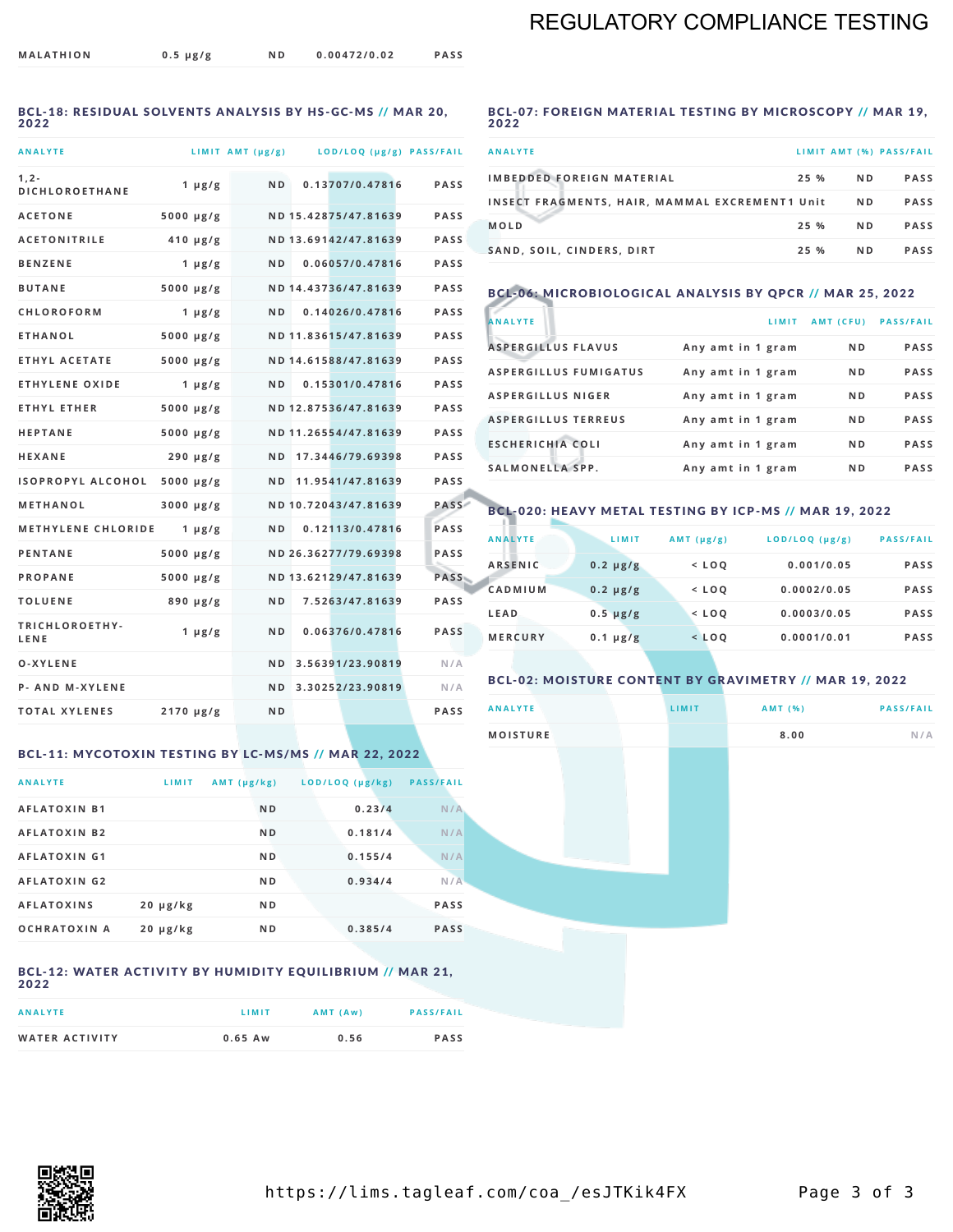# REGULATORY COMPLIANCE TESTING

| | | | | |
|---|---|---|---|---|
| MALATHION | 0.5 µg/g | ND | 0.00472/0.02 | PASS |

## BCL-18: RESIDUAL SOLVENTS ANALYSIS BY HS-GC-MS // MAR 20, 2022

| ANALYTE | LIMIT | AMT (µg/g) | LOD/LOQ (µg/g) | PASS/FAIL |
|---|---|---|---|---|
| 1,2-DICHLOROETHANE | 1 µg/g | ND | 0.13707/0.47816 | PASS |
| ACETONE | 5000 µg/g | ND | 15.42875/47.81639 | PASS |
| ACETONITRILE | 410 µg/g | ND | 13.69142/47.81639 | PASS |
| BENZENE | 1 µg/g | ND | 0.06057/0.47816 | PASS |
| BUTANE | 5000 µg/g | ND | 14.43736/47.81639 | PASS |
| CHLOROFORM | 1 µg/g | ND | 0.14026/0.47816 | PASS |
| ETHANOL | 5000 µg/g | ND | 11.83615/47.81639 | PASS |
| ETHYL ACETATE | 5000 µg/g | ND | 14.61588/47.81639 | PASS |
| ETHYLENE OXIDE | 1 µg/g | ND | 0.15301/0.47816 | PASS |
| ETHYL ETHER | 5000 µg/g | ND | 12.87536/47.81639 | PASS |
| HEPTANE | 5000 µg/g | ND | 11.26554/47.81639 | PASS |
| HEXANE | 290 µg/g | ND | 17.3446/79.69398 | PASS |
| ISOPROPYL ALCOHOL | 5000 µg/g | ND | 11.9541/47.81639 | PASS |
| METHANOL | 3000 µg/g | ND | 10.72043/47.81639 | PASS |
| METHYLENE CHLORIDE | 1 µg/g | ND | 0.12113/0.47816 | PASS |
| PENTANE | 5000 µg/g | ND | 26.36277/79.69398 | PASS |
| PROPANE | 5000 µg/g | ND | 13.62129/47.81639 | PASS |
| TOLUENE | 890 µg/g | ND | 7.5263/47.81639 | PASS |
| TRICHLOROETHYLENE | 1 µg/g | ND | 0.06376/0.47816 | PASS |
| O-XYLENE | | ND | 3.56391/23.90819 | N/A |
| P- AND M-XYLENE | | ND | 3.30252/23.90819 | N/A |
| TOTAL XYLENES | 2170 µg/g | ND | | PASS |

## BCL-11: MYCOTOXIN TESTING BY LC-MS/MS // MAR 22, 2022

| ANALYTE | LIMIT | AMT (µg/kg) | LOD/LOQ (µg/kg) | PASS/FAIL |
|---|---|---|---|---|
| AFLATOXIN B1 | | ND | 0.23/4 | N/A |
| AFLATOXIN B2 | | ND | 0.181/4 | N/A |
| AFLATOXIN G1 | | ND | 0.155/4 | N/A |
| AFLATOXIN G2 | | ND | 0.934/4 | N/A |
| AFLATOXINS | 20 µg/kg | ND | | PASS |
| OCHRATOXIN A | 20 µg/kg | ND | 0.385/4 | PASS |

## BCL-12: WATER ACTIVITY BY HUMIDITY EQUILIBRIUM // MAR 21, 2022

| ANALYTE | LIMIT | AMT (Aw) | PASS/FAIL |
|---|---|---|---|
| WATER ACTIVITY | 0.65 Aw | 0.56 | PASS |

## BCL-07: FOREIGN MATERIAL TESTING BY MICROSCOPY // MAR 19, 2022

| ANALYTE | LIMIT | AMT (%) | PASS/FAIL |
|---|---|---|---|
| IMBEDDED FOREIGN MATERIAL | 25 % | ND | PASS |
| INSECT FRAGMENTS, HAIR, MAMMAL EXCREMENT | 1 Unit | ND | PASS |
| MOLD | 25 % | ND | PASS |
| SAND, SOIL, CINDERS, DIRT | 25 % | ND | PASS |

## BCL-06: MICROBIOLOGICAL ANALYSIS BY QPCR // MAR 25, 2022

| ANALYTE | LIMIT | AMT (CFU) | PASS/FAIL |
|---|---|---|---|
| ASPERGILLUS FLAVUS | Any amt in 1 gram | ND | PASS |
| ASPERGILLUS FUMIGATUS | Any amt in 1 gram | ND | PASS |
| ASPERGILLUS NIGER | Any amt in 1 gram | ND | PASS |
| ASPERGILLUS TERREUS | Any amt in 1 gram | ND | PASS |
| ESCHERICHIA COLI | Any amt in 1 gram | ND | PASS |
| SALMONELLA SPP. | Any amt in 1 gram | ND | PASS |

## BCL-020: HEAVY METAL TESTING BY ICP-MS // MAR 19, 2022

| ANALYTE | LIMIT | AMT (µg/g) | LOD/LOQ (µg/g) | PASS/FAIL |
|---|---|---|---|---|
| ARSENIC | 0.2 µg/g | < LOQ | 0.001/0.05 | PASS |
| CADMIUM | 0.2 µg/g | < LOQ | 0.0002/0.05 | PASS |
| LEAD | 0.5 µg/g | < LOQ | 0.0003/0.05 | PASS |
| MERCURY | 0.1 µg/g | < LOQ | 0.0001/0.01 | PASS |

## BCL-02: MOISTURE CONTENT BY GRAVIMETRY // MAR 19, 2022

| ANALYTE | LIMIT | AMT (%) | PASS/FAIL |
|---|---|---|---|
| MOISTURE | | 8.00 | N/A |

https://lims.tagleaf.com/coa_/esJTKik4FX